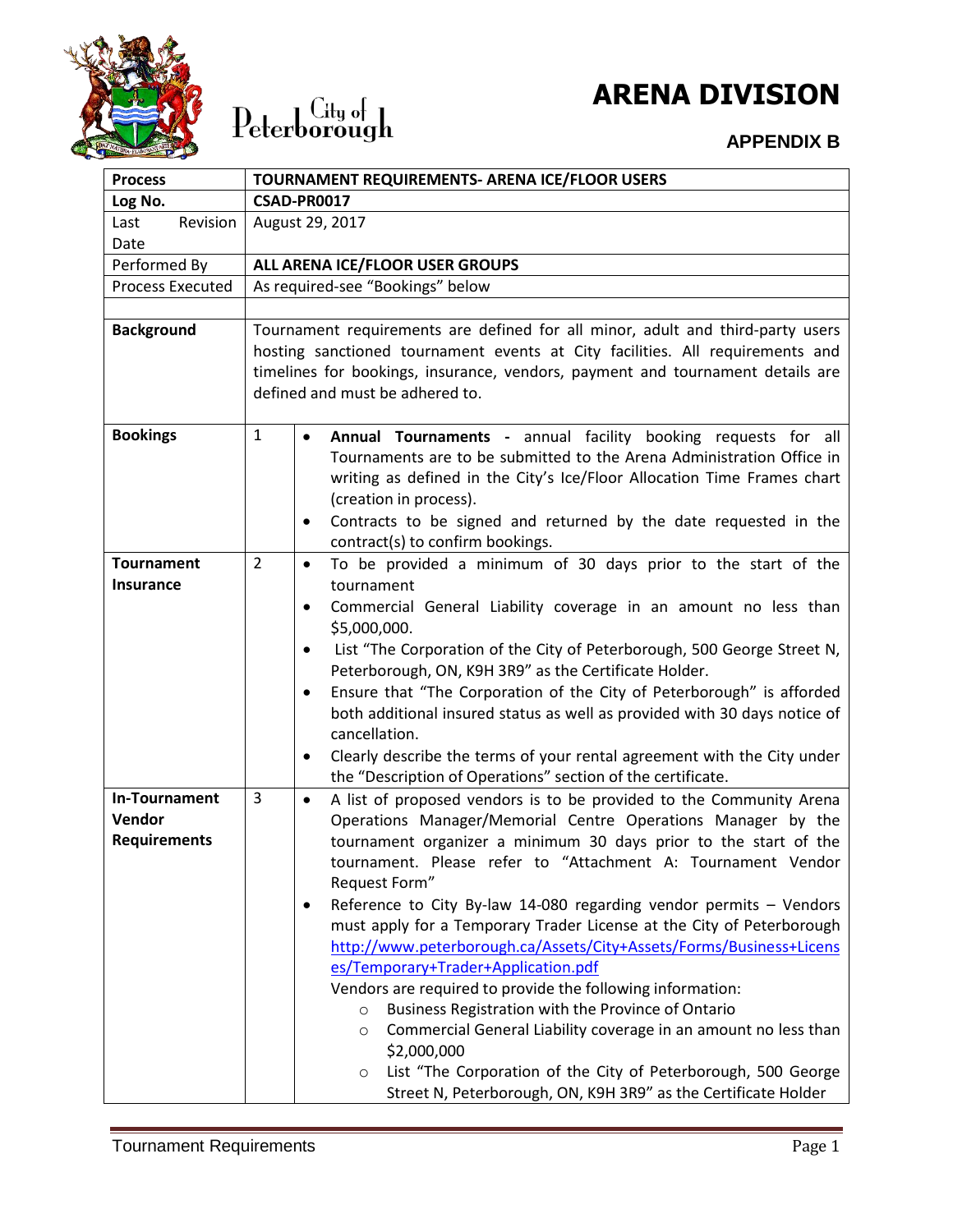# ARENA DIVISION

## APPENDIX B

City of Peterborough

| Process | TOURNAMENT REQUIREMENTS- ARENA ICE/FLOOR USERS | |
|---|---|---|
| Log No. | CSAD-PR0017 | |
| Last Revision Date | August 29, 2017 | |
| Performed By | ALL ARENA ICE/FLOOR USER GROUPS | |
| Process Executed | As required-see "Bookings" below | |
| | | |
| **Background** | Tournament requirements are defined for all minor, adult and third-party users hosting sanctioned tournament events at City facilities. All requirements and timelines for bookings, insurance, vendors, payment and tournament details are defined and must be adhered to. | |
| **Bookings** | 1 | • **Annual Tournaments -** annual facility booking requests for all Tournaments are to be submitted to the Arena Administration Office in writing as defined in the City's Ice/Floor Allocation Time Frames chart (creation in process).<br>• Contracts to be signed and returned by the date requested in the contract(s) to confirm bookings. |
| **Tournament Insurance** | 2 | • To be provided a minimum of 30 days prior to the start of the tournament<br>• Commercial General Liability coverage in an amount no less than $5,000,000.<br>• List "The Corporation of the City of Peterborough, 500 George Street N, Peterborough, ON, K9H 3R9" as the Certificate Holder.<br>• Ensure that "The Corporation of the City of Peterborough" is afforded both additional insured status as well as provided with 30 days notice of cancellation.<br>• Clearly describe the terms of your rental agreement with the City under the "Description of Operations" section of the certificate. |
| **In-Tournament Vendor Requirements** | 3 | • A list of proposed vendors is to be provided to the Community Arena Operations Manager/Memorial Centre Operations Manager by the tournament organizer a minimum 30 days prior to the start of the tournament. Please refer to "Attachment A: Tournament Vendor Request Form"<br>• Reference to City By-law 14-080 regarding vendor permits – Vendors must apply for a Temporary Trader License at the City of Peterborough http://www.peterborough.ca/Assets/City+Assets/Forms/Business+Licenses/Temporary+Trader+Application.pdf<br>Vendors are required to provide the following information:<br>  ○ Business Registration with the Province of Ontario<br>  ○ Commercial General Liability coverage in an amount no less than $2,000,000<br>  ○ List "The Corporation of the City of Peterborough, 500 George Street N, Peterborough, ON, K9H 3R9" as the Certificate Holder |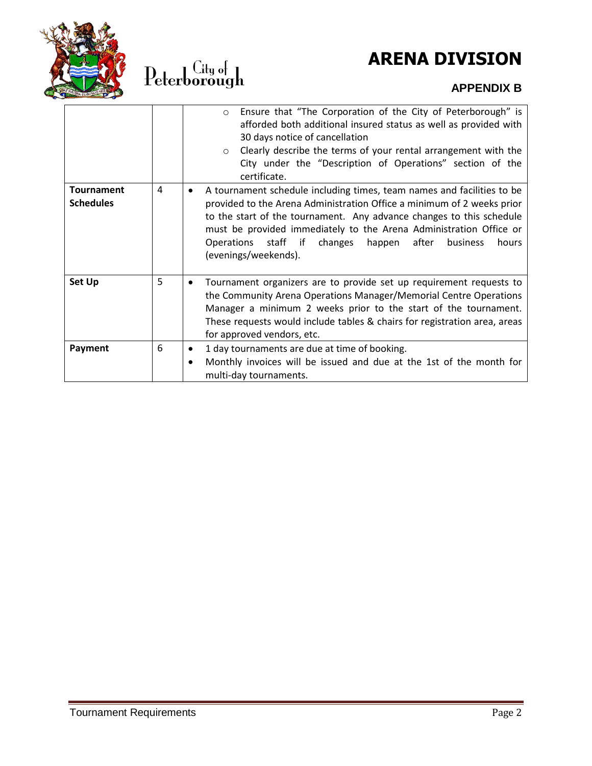# ARENA DIVISION

## APPENDIX B

| | | |
|---|---|---|
| | | ◦ Ensure that "The Corporation of the City of Peterborough" is afforded both additional insured status as well as provided with 30 days notice of cancellation<br>◦ Clearly describe the terms of your rental arrangement with the City under the "Description of Operations" section of the certificate. |
| **Tournament Schedules** | 4 | • A tournament schedule including times, team names and facilities to be provided to the Arena Administration Office a minimum of 2 weeks prior to the start of the tournament. Any advance changes to this schedule must be provided immediately to the Arena Administration Office or Operations staff if changes happen after business hours (evenings/weekends). |
| **Set Up** | 5 | • Tournament organizers are to provide set up requirement requests to the Community Arena Operations Manager/Memorial Centre Operations Manager a minimum 2 weeks prior to the start of the tournament. These requests would include tables & chairs for registration area, areas for approved vendors, etc. |
| **Payment** | 6 | • 1 day tournaments are due at time of booking.<br>• Monthly invoices will be issued and due at the 1st of the month for multi-day tournaments. |